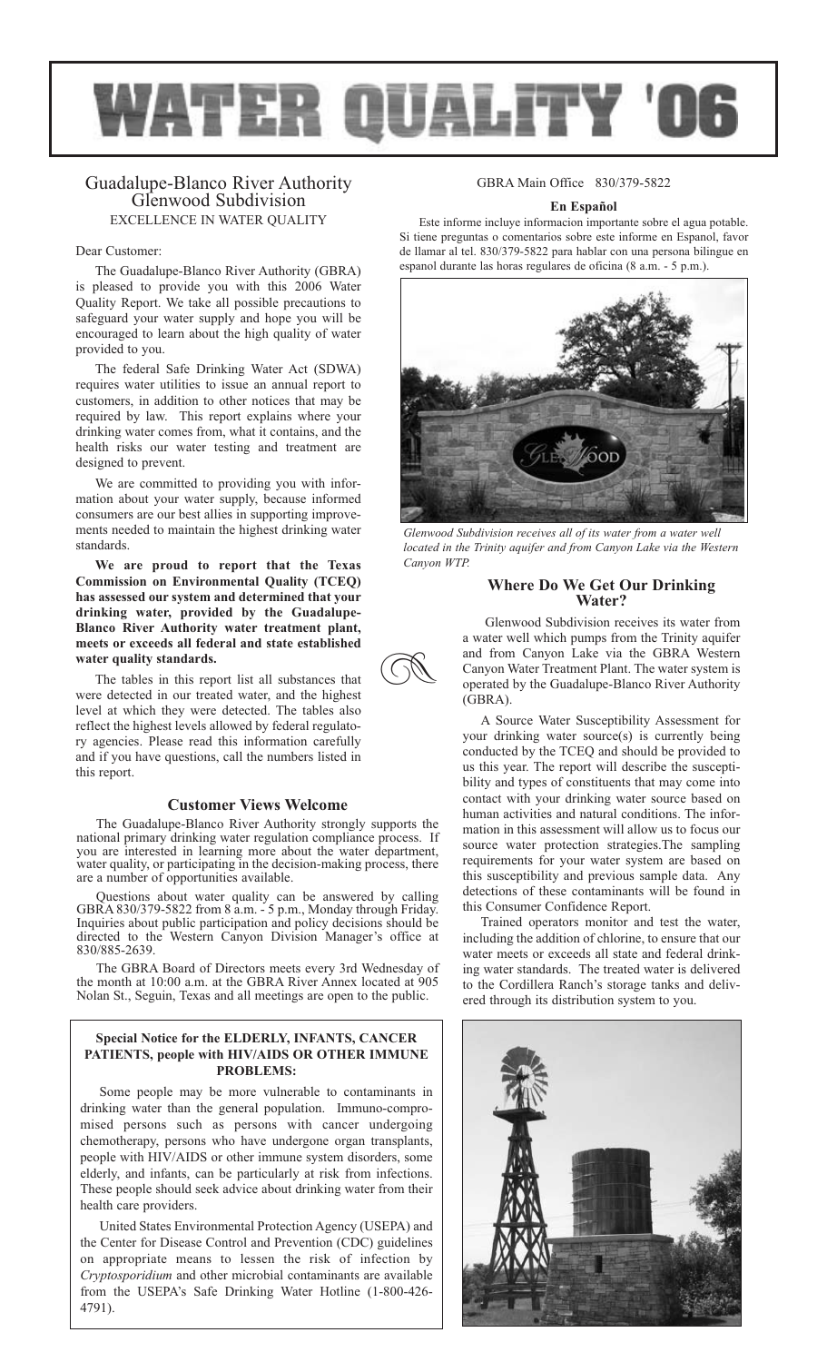# WATER QUALITY '06

## Guadalupe-Blanco River Authority Glenwood Subdivision

EXCELLENCE IN WATER QUALITY

Dear Customer:

The Guadalupe-Blanco River Authority (GBRA) is pleased to provide you with this 2006 Water Quality Report. We take all possible precautions to safeguard your water supply and hope you will be encouraged to learn about the high quality of water provided to you.

The federal Safe Drinking Water Act (SDWA) requires water utilities to issue an annual report to customers, in addition to other notices that may be required by law. This report explains where your drinking water comes from, what it contains, and the health risks our water testing and treatment are designed to prevent.

We are committed to providing you with information about your water supply, because informed consumers are our best allies in supporting improvements needed to maintain the highest drinking water standards.

**We are proud to report that the Texas Commission on Environmental Quality (TCEQ) has assessed our system and determined that your drinking water, provided by the Guadalupe-Blanco River Authority water treatment plant, meets or exceeds all federal and state established water quality standards.**

The tables in this report list all substances that were detected in our treated water, and the highest level at which they were detected. The tables also reflect the highest levels allowed by federal regulatory agencies. Please read this information carefully and if you have questions, call the numbers listed in this report.

### Customer Views Welcome

The Guadalupe-Blanco River Authority strongly supports the national primary drinking water regulation compliance process. If you are interested in learning more about the water department, water quality, or participating in the decision-making process, there are a number of opportunities available.

Questions about water quality can be answered by calling GBRA 830/379-5822 from 8 a.m. - 5 p.m., Monday through Friday. Inquiries about public participation and policy decisions should be directed to the Western Canyon Division Manager's office at 830/885-2639.

The GBRA Board of Directors meets every 3rd Wednesday of the month at 10:00 a.m. at the GBRA River Annex located at 905 Nolan St., Seguin, Texas and all meetings are open to the public.

**Special Notice for the ELDERLY, INFANTS, CANCER PATIENTS, people with HIV/AIDS OR OTHER IMMUNE PROBLEMS:**

Some people may be more vulnerable to contaminants in drinking water than the general population. Immuno-compromised persons such as persons with cancer undergoing chemotherapy, persons who have undergone organ transplants, people with HIV/AIDS or other immune system disorders, some elderly, and infants, can be particularly at risk from infections. These people should seek advice about drinking water from their health care providers.

United States Environmental Protection Agency (USEPA) and the Center for Disease Control and Prevention (CDC) guidelines on appropriate means to lessen the risk of infection by *Cryptosporidium* and other microbial contaminants are available from the USEPA's Safe Drinking Water Hotline (1-800-426-4791).

GBRA Main Office 830/379-5822

**En Español**

Este informe incluye informacion importante sobre el agua potable. Si tiene preguntas o comentarios sobre este informe en Espanol, favor de llamar al tel. 830/379-5822 para hablar con una persona bilingue en espanol durante las horas regulares de oficina (8 a.m. - 5 p.m.).

*Glenwood Subdivision receives all of its water from a water well located in the Trinity aquifer and from Canyon Lake via the Western Canyon WTP.*

### Where Do We Get Our Drinking Water?

Glenwood Subdivision receives its water from a water well which pumps from the Trinity aquifer and from Canyon Lake via the GBRA Western Canyon Water Treatment Plant. The water system is operated by the Guadalupe-Blanco River Authority (GBRA).

A Source Water Susceptibility Assessment for your drinking water source(s) is currently being conducted by the TCEQ and should be provided to us this year. The report will describe the susceptibility and types of constituents that may come into contact with your drinking water source based on human activities and natural conditions. The information in this assessment will allow us to focus our source water protection strategies.The sampling requirements for your water system are based on this susceptibility and previous sample data. Any detections of these contaminants will be found in this Consumer Confidence Report.

Trained operators monitor and test the water, including the addition of chlorine, to ensure that our water meets or exceeds all state and federal drinking water standards. The treated water is delivered to the Cordillera Ranch's storage tanks and delivered through its distribution system to you.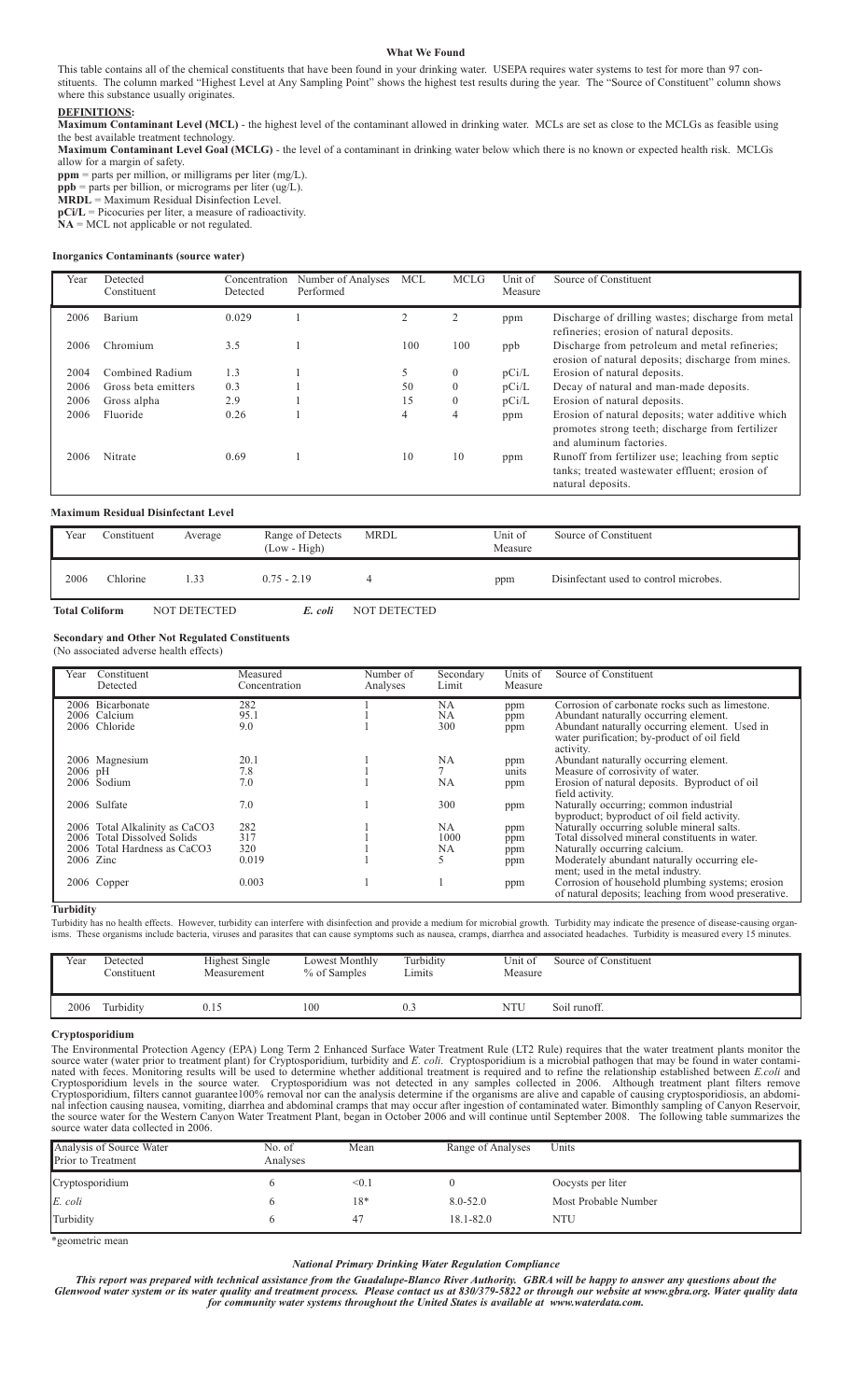## What We Found

This table contains all of the chemical constituents that have been found in your drinking water. USEPA requires water systems to test for more than 97 constituents. The column marked "Highest Level at Any Sampling Point" shows the highest test results during the year. The "Source of Constituent" column shows where this substance usually originates.

**DEFINITIONS:**

**Maximum Contaminant Level (MCL)** - the highest level of the contaminant allowed in drinking water. MCLs are set as close to the MCLGs as feasible using the best available treatment technology.

**Maximum Contaminant Level Goal (MCLG)** - the level of a contaminant in drinking water below which there is no known or expected health risk. MCLGs allow for a margin of safety.

**ppm** = parts per million, or milligrams per liter (mg/L).

**ppb** = parts per billion, or micrograms per liter (ug/L).

**MRDL** = Maximum Residual Disinfection Level.

**pCi/L** = Picocuries per liter, a measure of radioactivity.

**NA** = MCL not applicable or not regulated.

### Inorganics Contaminants (source water)

| Year | Detected Constituent | Concentration Detected | Number of Analyses Performed | MCL | MCLG | Unit of Measure | Source of Constituent |
|---|---|---|---|---|---|---|---|
| 2006 | Barium | 0.029 | 1 | 2 | 2 | ppm | Discharge of drilling wastes; discharge from metal refineries; erosion of natural deposits. |
| 2006 | Chromium | 3.5 | 1 | 100 | 100 | ppb | Discharge from petroleum and metal refineries; erosion of natural deposits; discharge from mines. |
| 2004 | Combined Radium | 1.3 | 1 | 5 | 0 | pCi/L | Erosion of natural deposits. |
| 2006 | Gross beta emitters | 0.3 | 1 | 50 | 0 | pCi/L | Decay of natural and man-made deposits. |
| 2006 | Gross alpha | 2.9 | 1 | 15 | 0 | pCi/L | Erosion of natural deposits. |
| 2006 | Fluoride | 0.26 | 1 | 4 | 4 | ppm | Erosion of natural deposits; water additive which promotes strong teeth; discharge from fertilizer and aluminum factories. |
| 2006 | Nitrate | 0.69 | 1 | 10 | 10 | ppm | Runoff from fertilizer use; leaching from septic tanks; treated wastewater effluent; erosion of natural deposits. |

### Maximum Residual Disinfectant Level

| Year | Constituent | Average | Range of Detects (Low - High) | MRDL | Unit of Measure | Source of Constituent |
|---|---|---|---|---|---|---|
| 2006 | Chlorine | 1.33 | 0.75 - 2.19 | 4 | ppm | Disinfectant used to control microbes. |

**Total Coliform** NOT DETECTED *E. coli* NOT DETECTED

### Secondary and Other Not Regulated Constituents

(No associated adverse health effects)

| Year | Constituent Detected | Measured Concentration | Number of Analyses | Secondary Limit | Units of Measure | Source of Constituent |
|---|---|---|---|---|---|---|
| 2006 | Bicarbonate | 282 | 1 | NA | ppm | Corrosion of carbonate rocks such as limestone. |
| 2006 | Calcium | 95.1 | 1 | NA | ppm | Abundant naturally occurring element. |
| 2006 | Chloride | 9.0 | 1 | 300 | ppm | Abundant naturally occurring element. Used in water purification; by-product of oil field activity. |
| 2006 | Magnesium | 20.1 | 1 | NA | ppm | Abundant naturally occurring element. |
| 2006 | pH | 7.8 | 1 | 7 | units | Measure of corrosivity of water. |
| 2006 | Sodium | 7.0 | 1 | NA | ppm | Erosion of natural deposits. Byproduct of oil field activity. |
| 2006 | Sulfate | 7.0 | 1 | 300 | ppm | Naturally occurring; common industrial byproduct; byproduct of oil field activity. |
| 2006 | Total Alkalinity as $CaCO_3$ | 282 | 1 | NA | ppm | Naturally occurring soluble mineral salts. |
| 2006 | Total Dissolved Solids | 317 | 1 | 1000 | ppm | Total dissolved mineral constituents in water. |
| 2006 | Total Hardness as $CaCO_3$ | 320 | 1 | NA | ppm | Naturally occurring calcium. |
| 2006 | Zinc | 0.019 | 1 | 5 | ppm | Moderately abundant naturally occurring element; used in the metal industry. |
| 2006 | Copper | 0.003 | 1 | 1 | ppm | Corrosion of household plumbing systems; erosion of natural deposits; leaching from wood preservative. |

### Turbidity

Turbidity has no health effects. However, turbidity can interfere with disinfection and provide a medium for microbial growth. Turbidity may indicate the presence of disease-causing organisms. These organisms include bacteria, viruses and parasites that can cause symptoms such as nausea, cramps, diarrhea and associated headaches. Turbidity is measured every 15 minutes.

| Year | Detected Constituent | Highest Single Measurement | Lowest Monthly % of Samples | Turbidity Limits | Unit of Measure | Source of Constituent |
|---|---|---|---|---|---|---|
| 2006 | Turbidity | 0.15 | 100 | 0.3 | NTU | Soil runoff. |

### Cryptosporidium

The Environmental Protection Agency (EPA) Long Term 2 Enhanced Surface Water Treatment Rule (LT2 Rule) requires that the water treatment plants monitor the source water (water prior to treatment plant) for Cryptosporidium, turbidity and *E. coli*. Cryptosporidium is a microbial pathogen that may be found in water contaminated with feces. Monitoring results will be used to determine whether additional treatment is required and to refine the relationship established between *E.coli* and Cryptosporidium levels in the source water. Cryptosporidium was not detected in any samples collected in 2006. Although treatment plant filters remove Cryptosporidium, filters cannot guarantee100% removal nor can the analysis determine if the organisms are alive and capable of causing cryptosporidiosis, an abdominal infection causing nausea, vomiting, diarrhea and abdominal cramps that may occur after ingestion of contaminated water. Bimonthly sampling of Canyon Reservoir, the source water for the Western Canyon Water Treatment Plant, began in October 2006 and will continue until September 2008. The following table summarizes the source water data collected in 2006.

| Analysis of Source Water Prior to Treatment | No. of Analyses | Mean | Range of Analyses | Units |
|---|---|---|---|---|
| Cryptosporidium | 6 | <0.1 | 0 | Oocysts per liter |
| *E. coli* | 6 | 18* | 8.0-52.0 | Most Probable Number |
| Turbidity | 6 | 47 | 18.1-82.0 | NTU |

*geometric mean

***National Primary Drinking Water Regulation Compliance***

***This report was prepared with technical assistance from the Guadalupe-Blanco River Authority. GBRA will be happy to answer any questions about the Glenwood water system or its water quality and treatment process. Please contact us at 830/379-5822 or through our website at www.gbra.org. Water quality data for community water systems throughout the United States is available at www.waterdata.com.***